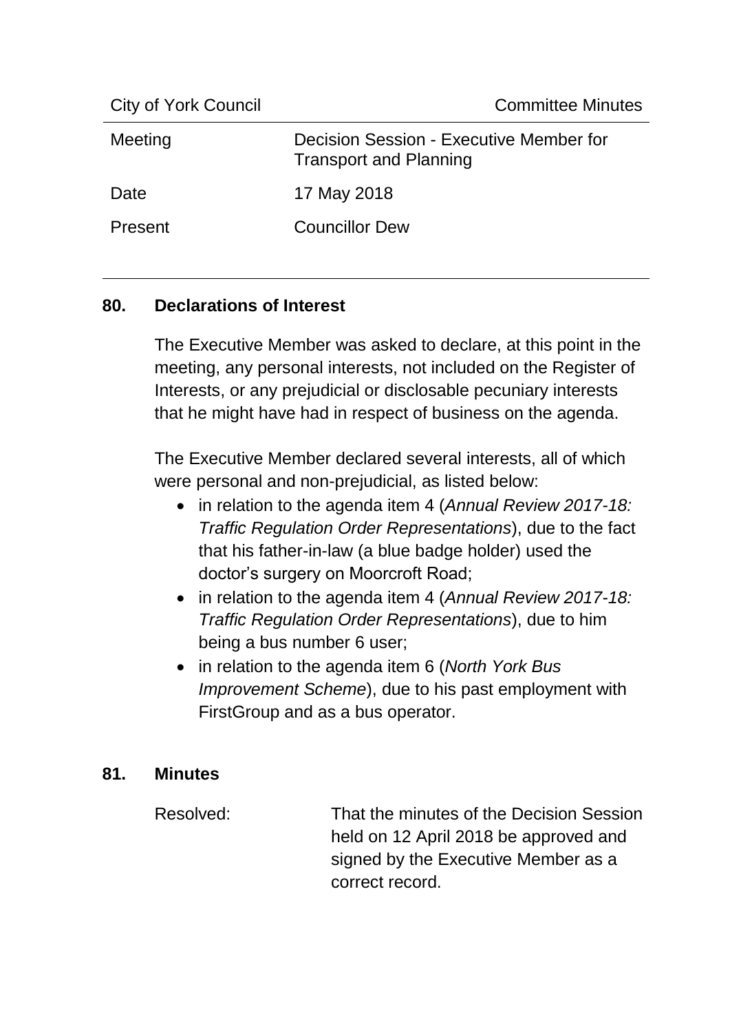| City of York Council | Committee Minutes |
| --- | --- |
| Meeting | Decision Session - Executive Member for Transport and Planning |
| Date | 17 May 2018 |
| Present | Councillor Dew |

## 80. Declarations of Interest

The Executive Member was asked to declare, at this point in the meeting, any personal interests, not included on the Register of Interests, or any prejudicial or disclosable pecuniary interests that he might have had in respect of business on the agenda.

The Executive Member declared several interests, all of which were personal and non-prejudicial, as listed below:

- in relation to the agenda item 4 (*Annual Review 2017-18: Traffic Regulation Order Representations*), due to the fact that his father-in-law (a blue badge holder) used the doctor's surgery on Moorcroft Road;
- in relation to the agenda item 4 (*Annual Review 2017-18: Traffic Regulation Order Representations*), due to him being a bus number 6 user;
- in relation to the agenda item 6 (*North York Bus Improvement Scheme*), due to his past employment with FirstGroup and as a bus operator.

## 81. Minutes

Resolved: That the minutes of the Decision Session held on 12 April 2018 be approved and signed by the Executive Member as a correct record.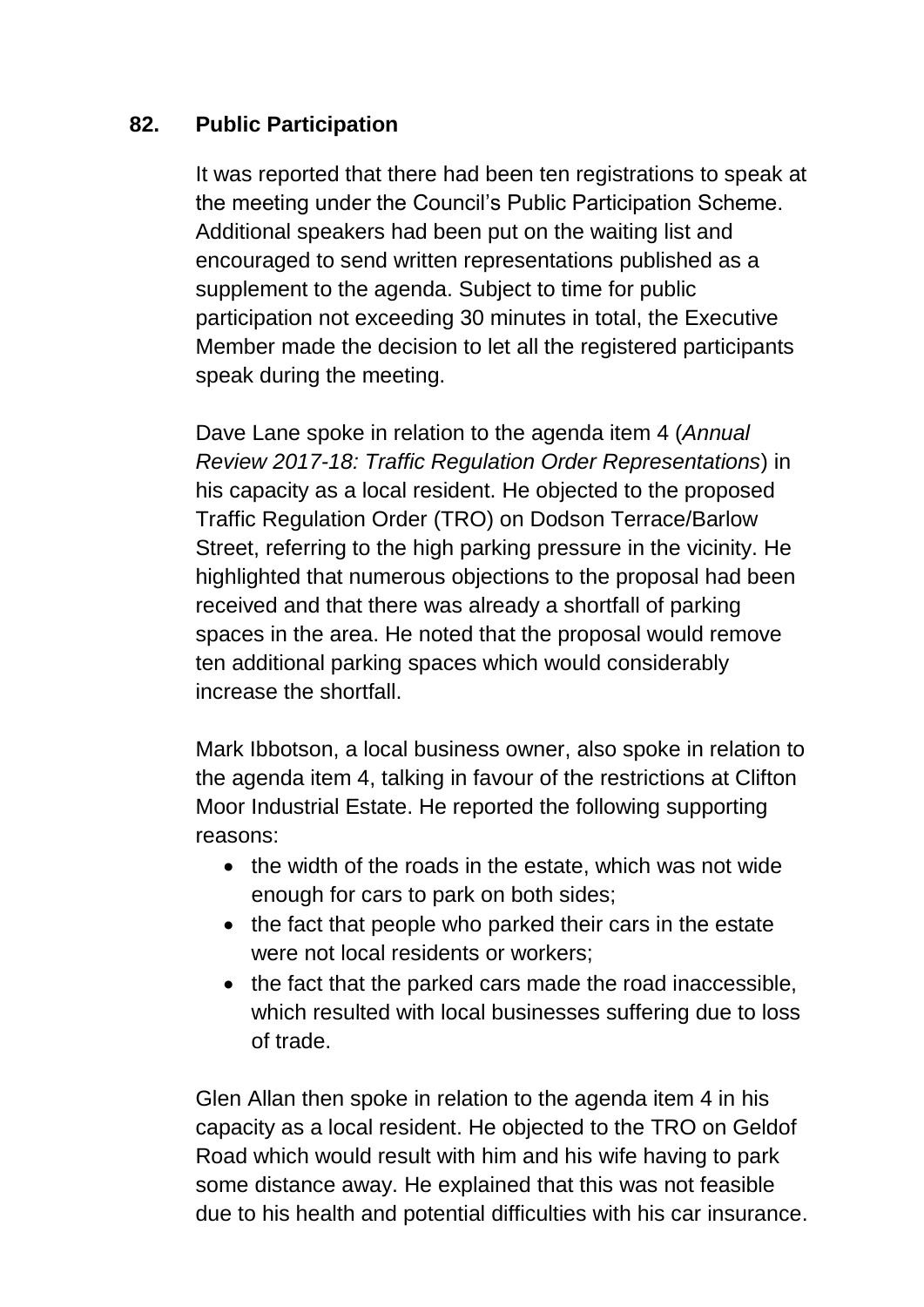## 82. Public Participation

It was reported that there had been ten registrations to speak at the meeting under the Council's Public Participation Scheme. Additional speakers had been put on the waiting list and encouraged to send written representations published as a supplement to the agenda. Subject to time for public participation not exceeding 30 minutes in total, the Executive Member made the decision to let all the registered participants speak during the meeting.

Dave Lane spoke in relation to the agenda item 4 (*Annual Review 2017-18: Traffic Regulation Order Representations*) in his capacity as a local resident. He objected to the proposed Traffic Regulation Order (TRO) on Dodson Terrace/Barlow Street, referring to the high parking pressure in the vicinity. He highlighted that numerous objections to the proposal had been received and that there was already a shortfall of parking spaces in the area. He noted that the proposal would remove ten additional parking spaces which would considerably increase the shortfall.

Mark Ibbotson, a local business owner, also spoke in relation to the agenda item 4, talking in favour of the restrictions at Clifton Moor Industrial Estate. He reported the following supporting reasons:

- the width of the roads in the estate, which was not wide enough for cars to park on both sides;
- the fact that people who parked their cars in the estate were not local residents or workers;
- the fact that the parked cars made the road inaccessible, which resulted with local businesses suffering due to loss of trade.

Glen Allan then spoke in relation to the agenda item 4 in his capacity as a local resident. He objected to the TRO on Geldof Road which would result with him and his wife having to park some distance away. He explained that this was not feasible due to his health and potential difficulties with his car insurance.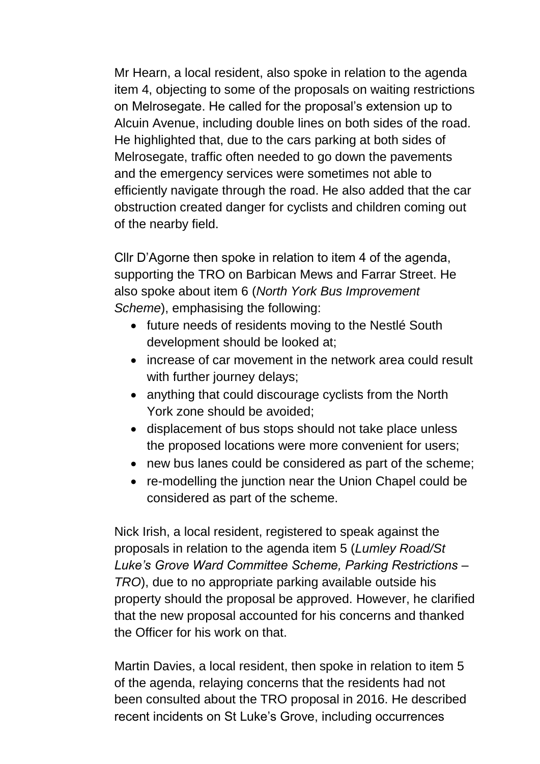Mr Hearn, a local resident, also spoke in relation to the agenda item 4, objecting to some of the proposals on waiting restrictions on Melrosegate. He called for the proposal's extension up to Alcuin Avenue, including double lines on both sides of the road. He highlighted that, due to the cars parking at both sides of Melrosegate, traffic often needed to go down the pavements and the emergency services were sometimes not able to efficiently navigate through the road. He also added that the car obstruction created danger for cyclists and children coming out of the nearby field.

Cllr D'Agorne then spoke in relation to item 4 of the agenda, supporting the TRO on Barbican Mews and Farrar Street. He also spoke about item 6 (*North York Bus Improvement Scheme*), emphasising the following:

- future needs of residents moving to the Nestlé South development should be looked at;
- increase of car movement in the network area could result with further journey delays;
- anything that could discourage cyclists from the North York zone should be avoided;
- displacement of bus stops should not take place unless the proposed locations were more convenient for users;
- new bus lanes could be considered as part of the scheme;
- re-modelling the junction near the Union Chapel could be considered as part of the scheme.

Nick Irish, a local resident, registered to speak against the proposals in relation to the agenda item 5 (*Lumley Road/St Luke's Grove Ward Committee Scheme, Parking Restrictions – TRO*), due to no appropriate parking available outside his property should the proposal be approved. However, he clarified that the new proposal accounted for his concerns and thanked the Officer for his work on that.

Martin Davies, a local resident, then spoke in relation to item 5 of the agenda, relaying concerns that the residents had not been consulted about the TRO proposal in 2016. He described recent incidents on St Luke's Grove, including occurrences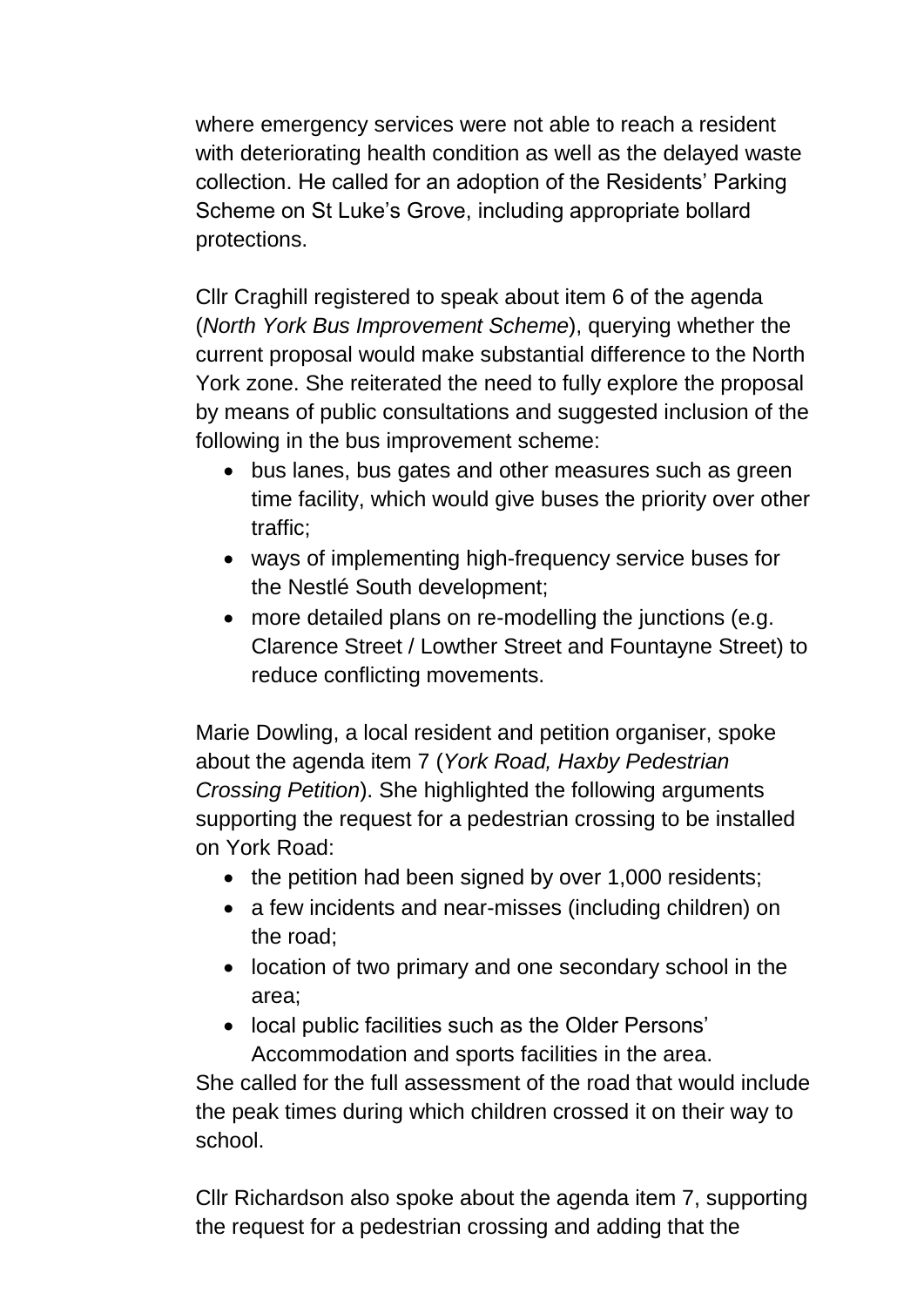where emergency services were not able to reach a resident with deteriorating health condition as well as the delayed waste collection. He called for an adoption of the Residents' Parking Scheme on St Luke's Grove, including appropriate bollard protections.

Cllr Craghill registered to speak about item 6 of the agenda (*North York Bus Improvement Scheme*), querying whether the current proposal would make substantial difference to the North York zone. She reiterated the need to fully explore the proposal by means of public consultations and suggested inclusion of the following in the bus improvement scheme:

- bus lanes, bus gates and other measures such as green time facility, which would give buses the priority over other traffic;
- ways of implementing high-frequency service buses for the Nestlé South development;
- more detailed plans on re-modelling the junctions (e.g. Clarence Street / Lowther Street and Fountayne Street) to reduce conflicting movements.

Marie Dowling, a local resident and petition organiser, spoke about the agenda item 7 (*York Road, Haxby Pedestrian Crossing Petition*). She highlighted the following arguments supporting the request for a pedestrian crossing to be installed on York Road:

- the petition had been signed by over 1,000 residents;
- a few incidents and near-misses (including children) on the road;
- location of two primary and one secondary school in the area;
- local public facilities such as the Older Persons' Accommodation and sports facilities in the area.

She called for the full assessment of the road that would include the peak times during which children crossed it on their way to school.

Cllr Richardson also spoke about the agenda item 7, supporting the request for a pedestrian crossing and adding that the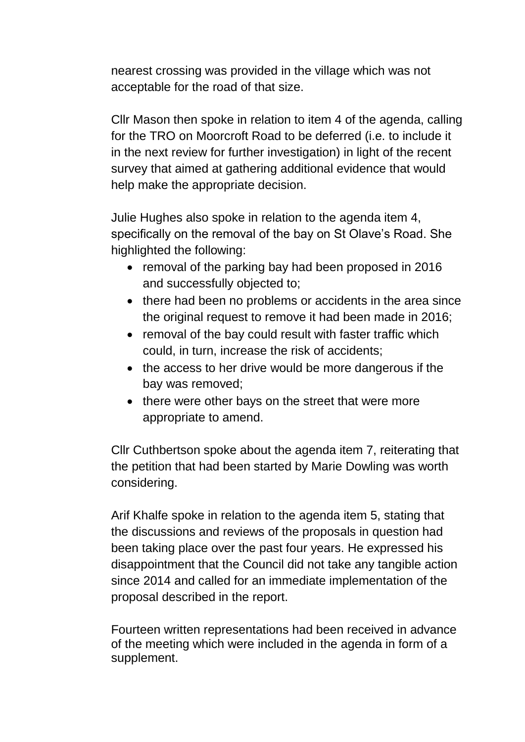nearest crossing was provided in the village which was not acceptable for the road of that size.

Cllr Mason then spoke in relation to item 4 of the agenda, calling for the TRO on Moorcroft Road to be deferred (i.e. to include it in the next review for further investigation) in light of the recent survey that aimed at gathering additional evidence that would help make the appropriate decision.

Julie Hughes also spoke in relation to the agenda item 4, specifically on the removal of the bay on St Olave's Road. She highlighted the following:

- removal of the parking bay had been proposed in 2016 and successfully objected to;
- there had been no problems or accidents in the area since the original request to remove it had been made in 2016;
- removal of the bay could result with faster traffic which could, in turn, increase the risk of accidents;
- the access to her drive would be more dangerous if the bay was removed;
- there were other bays on the street that were more appropriate to amend.

Cllr Cuthbertson spoke about the agenda item 7, reiterating that the petition that had been started by Marie Dowling was worth considering.

Arif Khalfe spoke in relation to the agenda item 5, stating that the discussions and reviews of the proposals in question had been taking place over the past four years. He expressed his disappointment that the Council did not take any tangible action since 2014 and called for an immediate implementation of the proposal described in the report.

Fourteen written representations had been received in advance of the meeting which were included in the agenda in form of a supplement.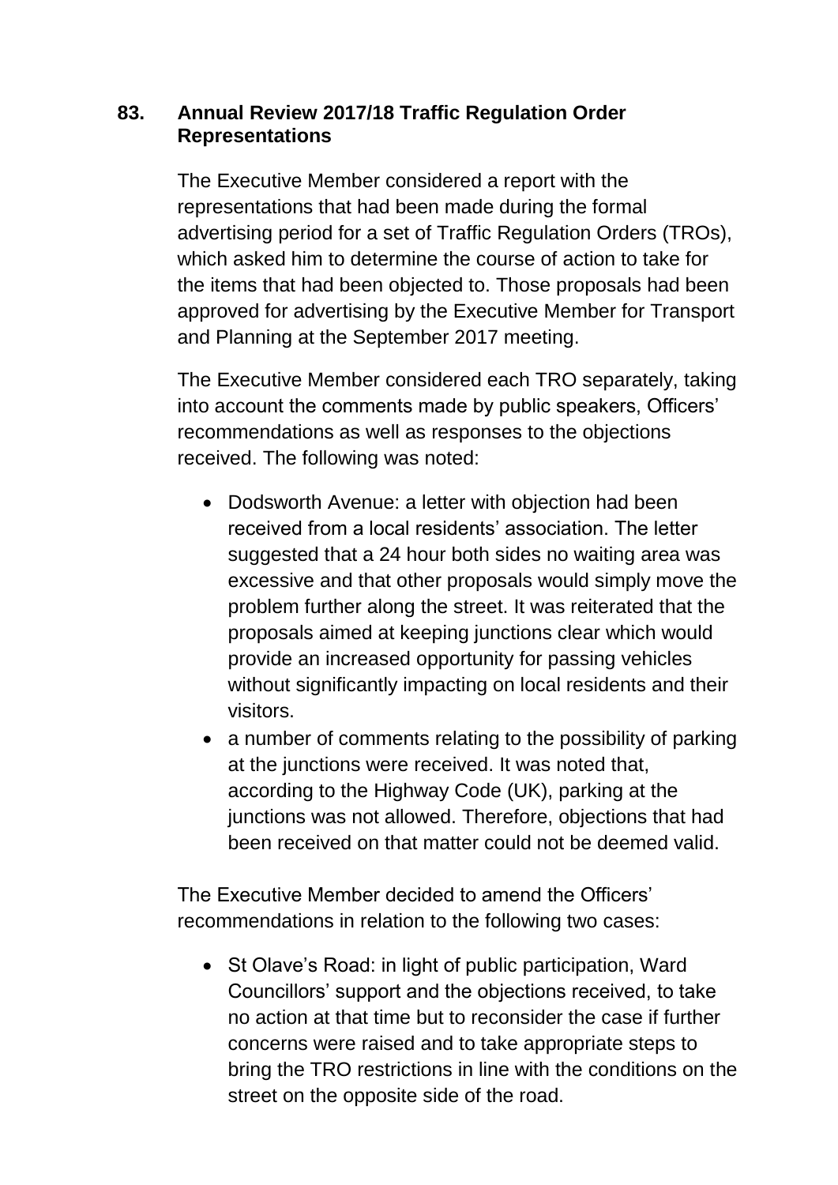### 83. Annual Review 2017/18 Traffic Regulation Order Representations

The Executive Member considered a report with the representations that had been made during the formal advertising period for a set of Traffic Regulation Orders (TROs), which asked him to determine the course of action to take for the items that had been objected to. Those proposals had been approved for advertising by the Executive Member for Transport and Planning at the September 2017 meeting.

The Executive Member considered each TRO separately, taking into account the comments made by public speakers, Officers' recommendations as well as responses to the objections received. The following was noted:

- Dodsworth Avenue: a letter with objection had been received from a local residents' association. The letter suggested that a 24 hour both sides no waiting area was excessive and that other proposals would simply move the problem further along the street. It was reiterated that the proposals aimed at keeping junctions clear which would provide an increased opportunity for passing vehicles without significantly impacting on local residents and their visitors.
- a number of comments relating to the possibility of parking at the junctions were received. It was noted that, according to the Highway Code (UK), parking at the junctions was not allowed. Therefore, objections that had been received on that matter could not be deemed valid.

The Executive Member decided to amend the Officers' recommendations in relation to the following two cases:

- St Olave's Road: in light of public participation, Ward Councillors' support and the objections received, to take no action at that time but to reconsider the case if further concerns were raised and to take appropriate steps to bring the TRO restrictions in line with the conditions on the street on the opposite side of the road.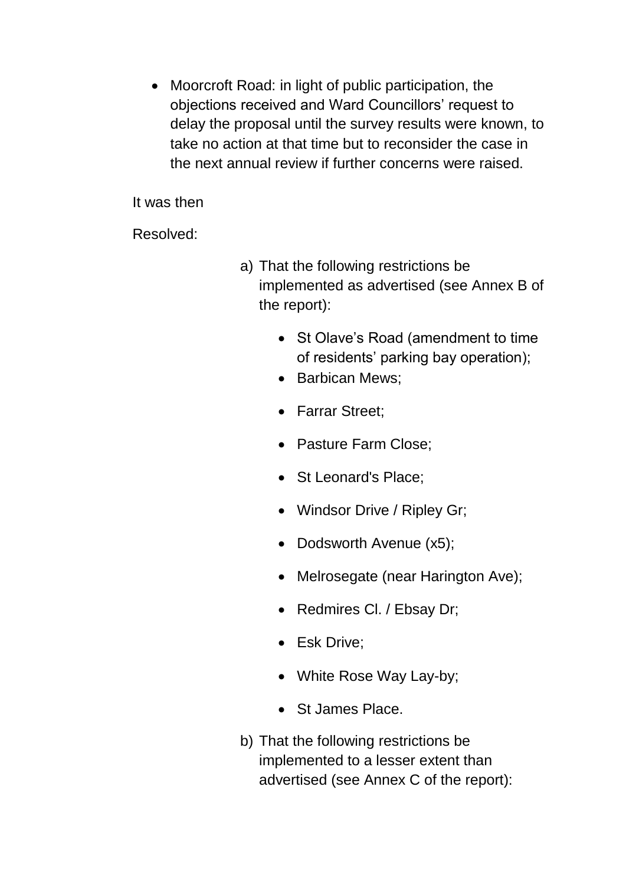- Moorcroft Road: in light of public participation, the objections received and Ward Councillors' request to delay the proposal until the survey results were known, to take no action at that time but to reconsider the case in the next annual review if further concerns were raised.

It was then

Resolved:

a) That the following restrictions be implemented as advertised (see Annex B of the report):

   - St Olave's Road (amendment to time of residents' parking bay operation);
   - Barbican Mews;
   - Farrar Street;
   - Pasture Farm Close;
   - St Leonard's Place;
   - Windsor Drive / Ripley Gr;
   - Dodsworth Avenue (x5);
   - Melrosegate (near Harington Ave);
   - Redmires Cl. / Ebsay Dr;
   - Esk Drive;
   - White Rose Way Lay-by;
   - St James Place.

b) That the following restrictions be implemented to a lesser extent than advertised (see Annex C of the report):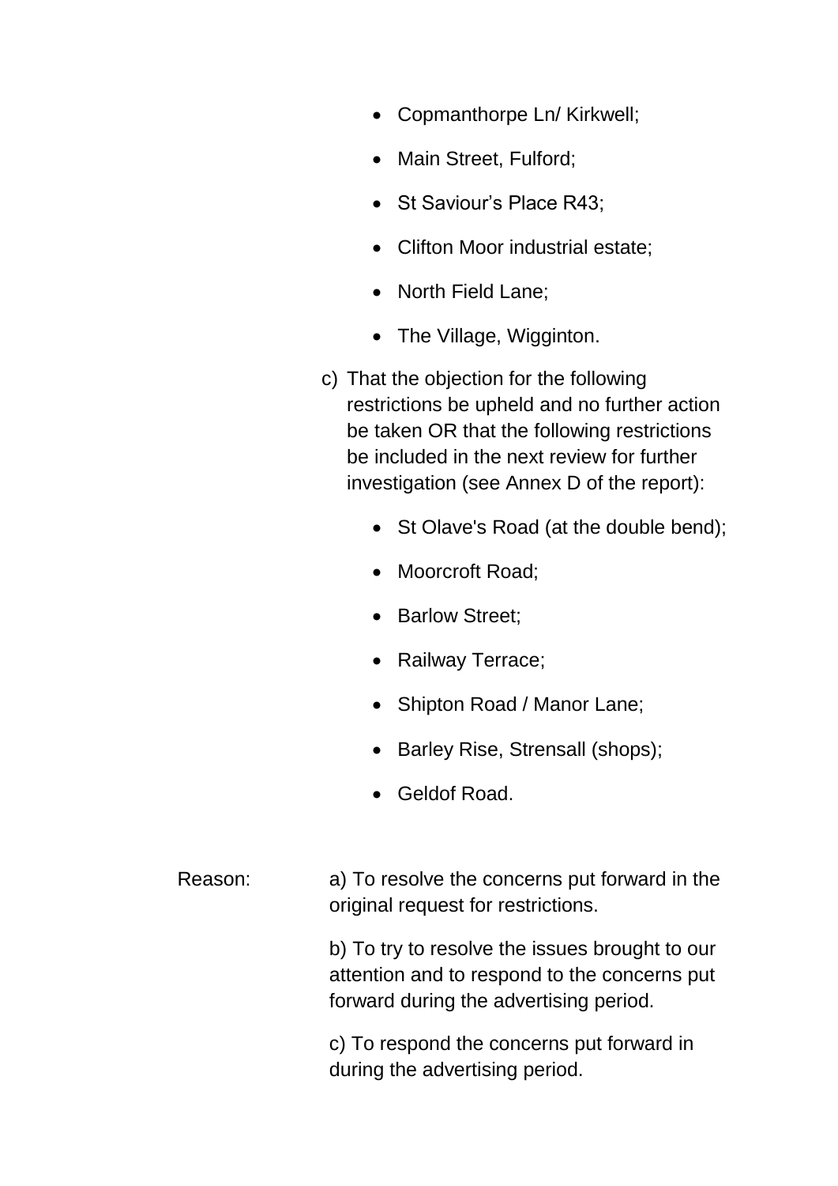- Copmanthorpe Ln/ Kirkwell;
- Main Street, Fulford;
- St Saviour's Place R43;
- Clifton Moor industrial estate;
- North Field Lane;
- The Village, Wigginton.

c) That the objection for the following restrictions be upheld and no further action be taken OR that the following restrictions be included in the next review for further investigation (see Annex D of the report):

- St Olave's Road (at the double bend);
- Moorcroft Road;
- Barlow Street;
- Railway Terrace;
- Shipton Road / Manor Lane;
- Barley Rise, Strensall (shops);
- Geldof Road.

Reason: a) To resolve the concerns put forward in the original request for restrictions.

b) To try to resolve the issues brought to our attention and to respond to the concerns put forward during the advertising period.

c) To respond the concerns put forward in during the advertising period.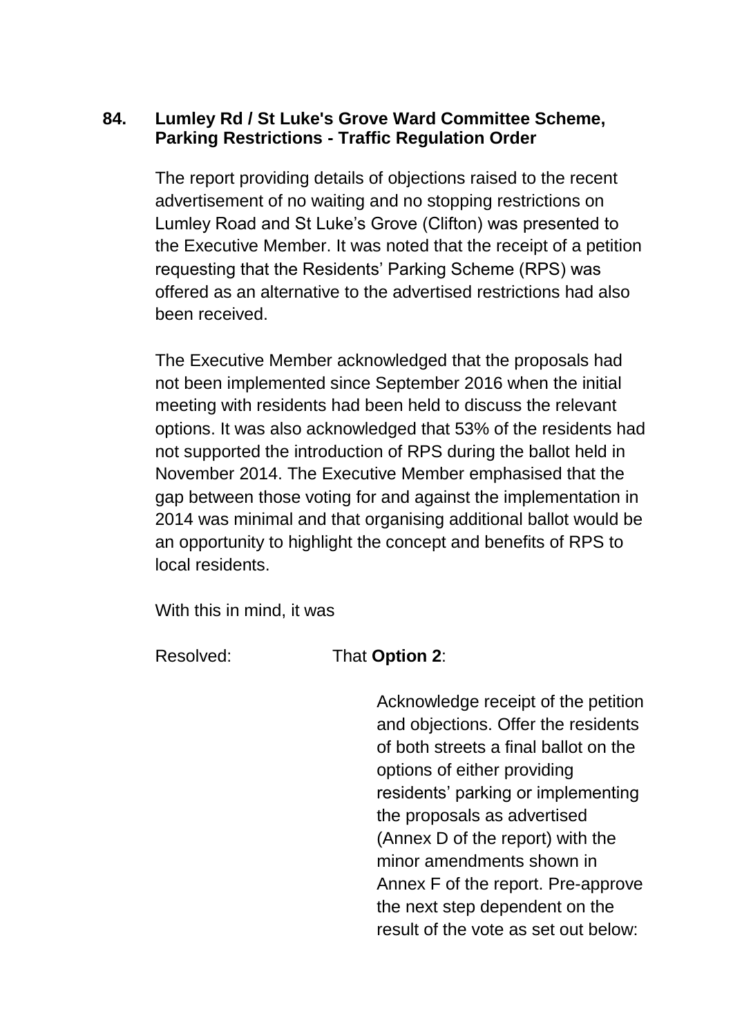## 84. Lumley Rd / St Luke's Grove Ward Committee Scheme, Parking Restrictions - Traffic Regulation Order

The report providing details of objections raised to the recent advertisement of no waiting and no stopping restrictions on Lumley Road and St Luke's Grove (Clifton) was presented to the Executive Member. It was noted that the receipt of a petition requesting that the Residents' Parking Scheme (RPS) was offered as an alternative to the advertised restrictions had also been received.

The Executive Member acknowledged that the proposals had not been implemented since September 2016 when the initial meeting with residents had been held to discuss the relevant options. It was also acknowledged that 53% of the residents had not supported the introduction of RPS during the ballot held in November 2014. The Executive Member emphasised that the gap between those voting for and against the implementation in 2014 was minimal and that organising additional ballot would be an opportunity to highlight the concept and benefits of RPS to local residents.

With this in mind, it was

Resolved: That **Option 2**:

Acknowledge receipt of the petition and objections. Offer the residents of both streets a final ballot on the options of either providing residents' parking or implementing the proposals as advertised (Annex D of the report) with the minor amendments shown in Annex F of the report. Pre-approve the next step dependent on the result of the vote as set out below: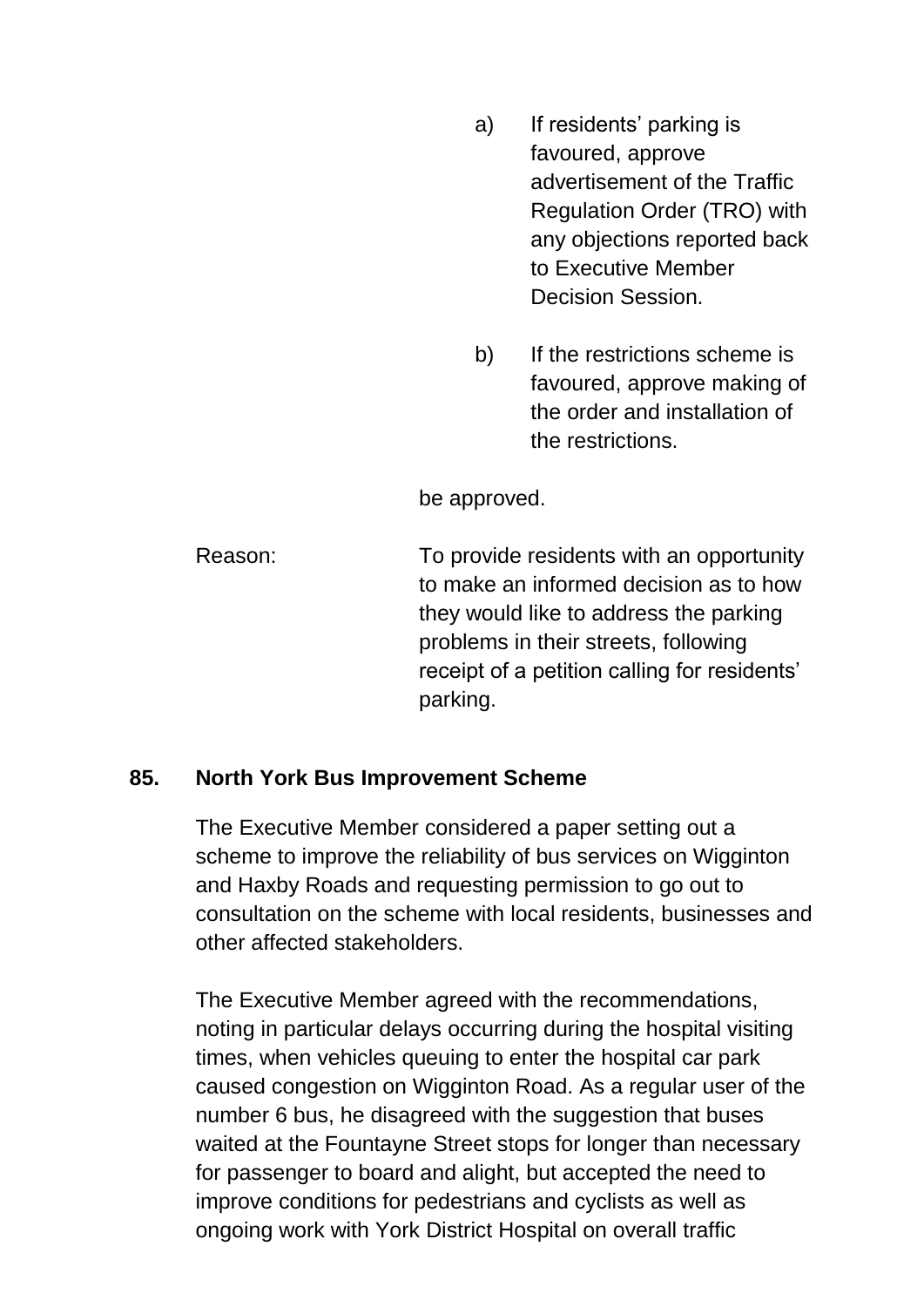a) If residents' parking is favoured, approve advertisement of the Traffic Regulation Order (TRO) with any objections reported back to Executive Member Decision Session.

b) If the restrictions scheme is favoured, approve making of the order and installation of the restrictions.

be approved.

Reason: To provide residents with an opportunity to make an informed decision as to how they would like to address the parking problems in their streets, following receipt of a petition calling for residents' parking.

## 85. North York Bus Improvement Scheme

The Executive Member considered a paper setting out a scheme to improve the reliability of bus services on Wigginton and Haxby Roads and requesting permission to go out to consultation on the scheme with local residents, businesses and other affected stakeholders.

The Executive Member agreed with the recommendations, noting in particular delays occurring during the hospital visiting times, when vehicles queuing to enter the hospital car park caused congestion on Wigginton Road. As a regular user of the number 6 bus, he disagreed with the suggestion that buses waited at the Fountayne Street stops for longer than necessary for passenger to board and alight, but accepted the need to improve conditions for pedestrians and cyclists as well as ongoing work with York District Hospital on overall traffic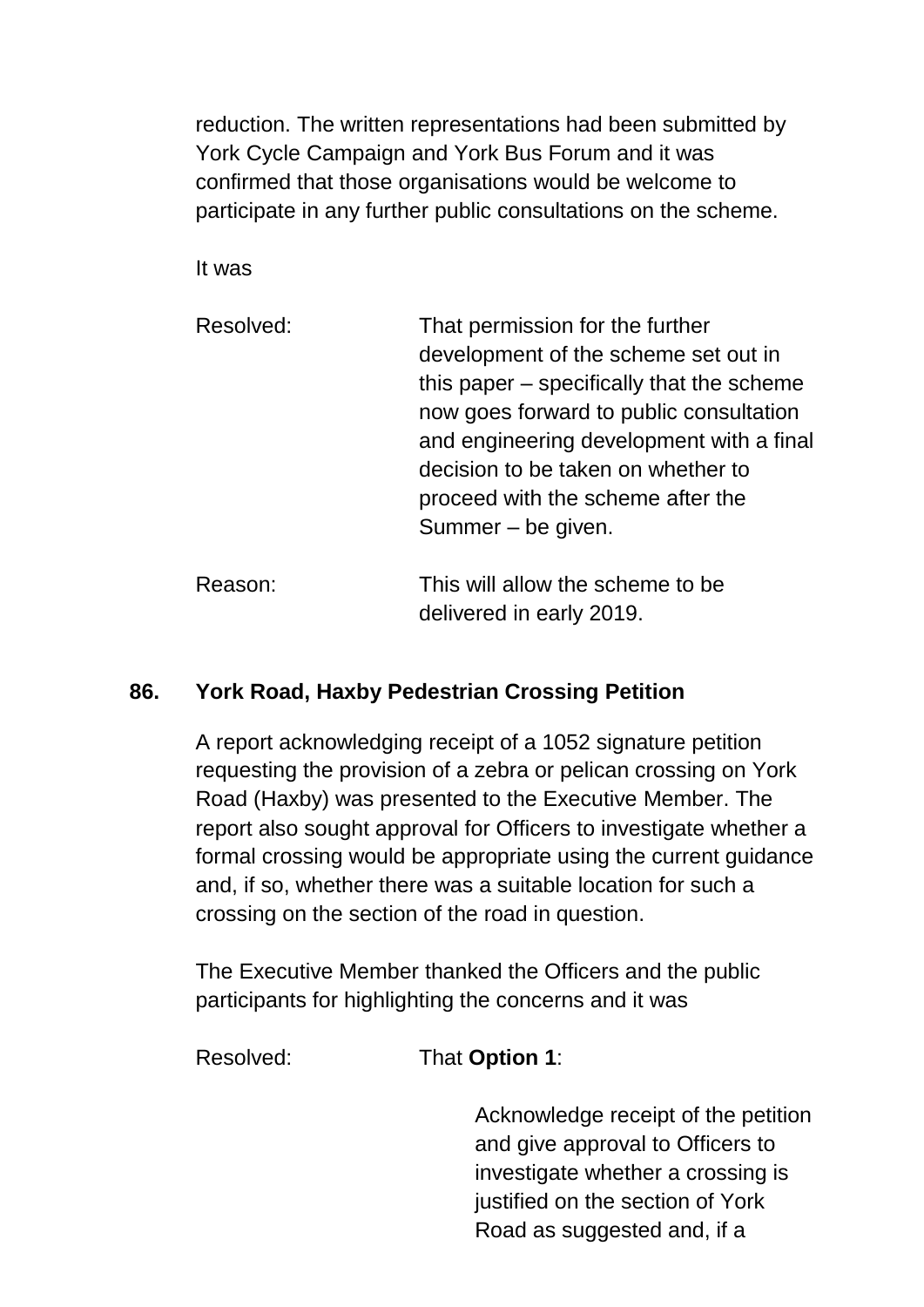reduction. The written representations had been submitted by York Cycle Campaign and York Bus Forum and it was confirmed that those organisations would be welcome to participate in any further public consultations on the scheme.

It was

Resolved: That permission for the further development of the scheme set out in this paper – specifically that the scheme now goes forward to public consultation and engineering development with a final decision to be taken on whether to proceed with the scheme after the Summer – be given.

Reason: This will allow the scheme to be delivered in early 2019.

## 86. York Road, Haxby Pedestrian Crossing Petition

A report acknowledging receipt of a 1052 signature petition requesting the provision of a zebra or pelican crossing on York Road (Haxby) was presented to the Executive Member. The report also sought approval for Officers to investigate whether a formal crossing would be appropriate using the current guidance and, if so, whether there was a suitable location for such a crossing on the section of the road in question.

The Executive Member thanked the Officers and the public participants for highlighting the concerns and it was

Resolved: That **Option 1**:

Acknowledge receipt of the petition and give approval to Officers to investigate whether a crossing is justified on the section of York Road as suggested and, if a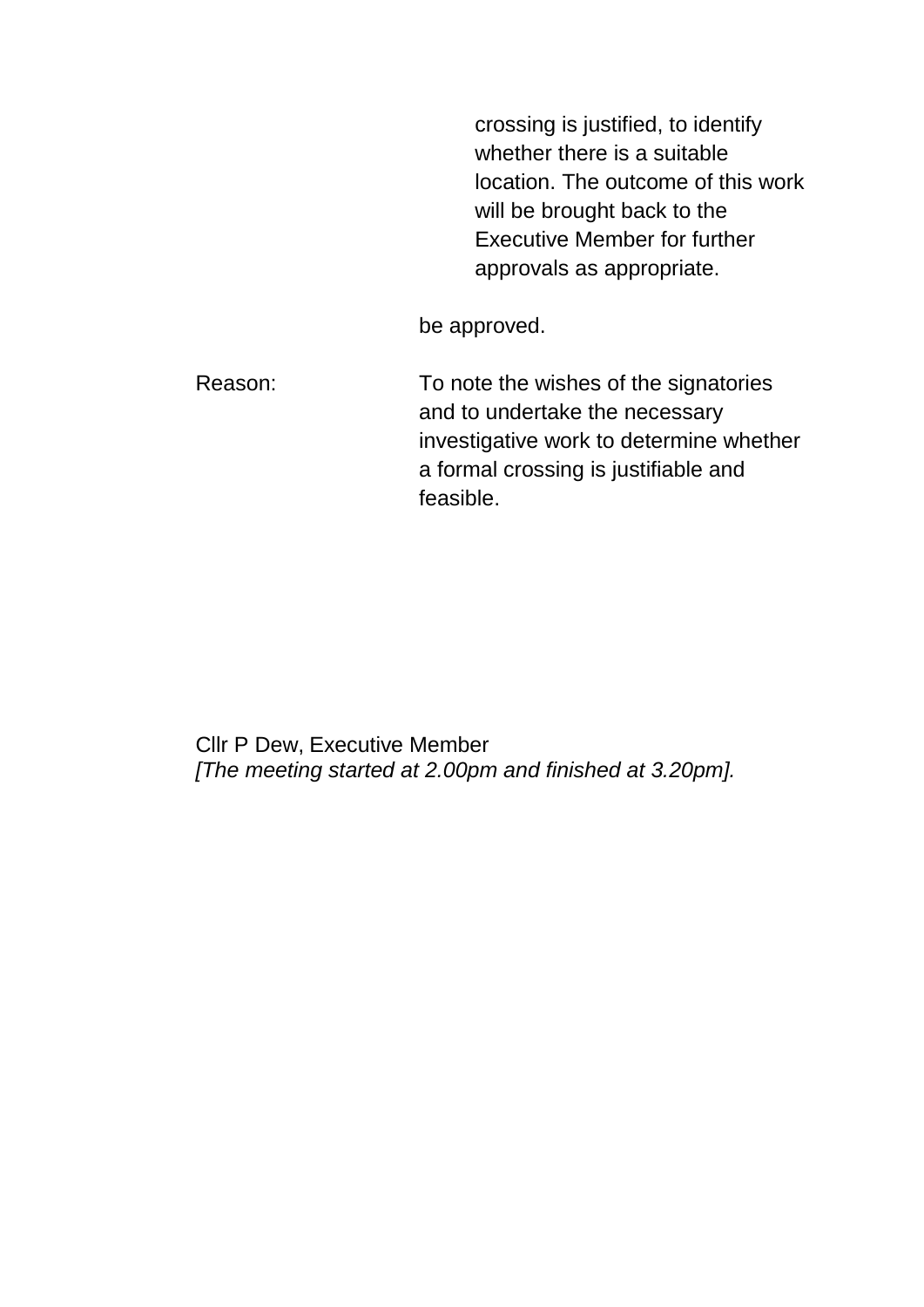crossing is justified, to identify whether there is a suitable location. The outcome of this work will be brought back to the Executive Member for further approvals as appropriate.

be approved.

Reason: To note the wishes of the signatories and to undertake the necessary investigative work to determine whether a formal crossing is justifiable and feasible.

Cllr P Dew, Executive Member
*[The meeting started at 2.00pm and finished at 3.20pm].*